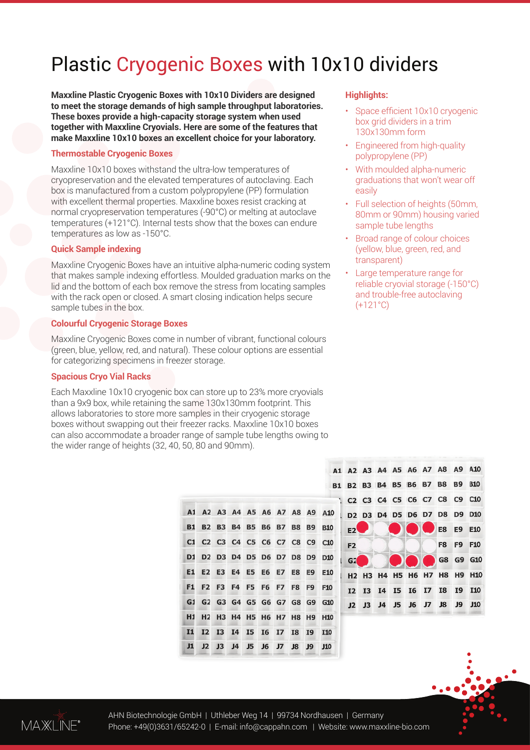# Plastic Cryogenic Boxes with 10x10 dividers

**Maxxline Plastic Cryogenic Boxes with 10x10 Dividers are designed to meet the storage demands of high sample throughput laboratories. These boxes provide a high-capacity storage system when used together with Maxxline Cryovials. Here are some of the features that make Maxxline 10x10 boxes an excellent choice for your laboratory.**

### Thermostable Cryogenic Boxes

Maxxline 10x10 boxes withstand the ultra-low temperatures of cryopreservation and the elevated temperatures of autoclaving. Each box is manufactured from a custom polypropylene (PP) formulation with excellent thermal properties. Maxxline boxes resist cracking at normal cryopreservation temperatures (-90°C) or melting at autoclave temperatures (+121°C). Internal tests show that the boxes can endure temperatures as low as -150°C.

### Quick Sample indexing

Maxxline Cryogenic Boxes have an intuitive alpha-numeric coding system that makes sample indexing effortless. Moulded graduation marks on the lid and the bottom of each box remove the stress from locating samples with the rack open or closed. A smart closing indication helps secure sample tubes in the box.

### Colourful Cryogenic Storage Boxes

Maxxline Cryogenic Boxes come in number of vibrant, functional colours (green, blue, yellow, red, and natural). These colour options are essential for categorizing specimens in freezer storage.

### Spacious Cryo Vial Racks

Each Maxxline 10x10 cryogenic box can store up to 23% more cryovials than a 9x9 box, while retaining the same 130x130mm footprint. This allows laboratories to store more samples in their cryogenic storage boxes without swapping out their freezer racks. Maxxline 10x10 boxes can also accommodate a broader range of sample tube lengths owing to the wider range of heights (32, 40, 50, 80 and 90mm).

### Highlights:

- Space efficient 10x10 cryogenic box grid dividers in a trim 130x130mm form
- Engineered from high-quality polypropylene (PP)
- With moulded alpha-numeric graduations that won't wear off easily
- Full selection of heights (50mm, 80mm or 90mm) housing varied sample tube lengths
- Broad range of colour choices (yellow, blue, green, red, and transparent)
- Large temperature range for reliable cryovial storage (-150°C) and trouble-free autoclaving (+121°C)

AHN Biotechnologie GmbH | Uthleber Weg 14 | 99734 Nordhausen | Germany
Phone: +49(0)3631/65242-0 | E-mail: info@cappahn.com | Website: www.maxxline-bio.com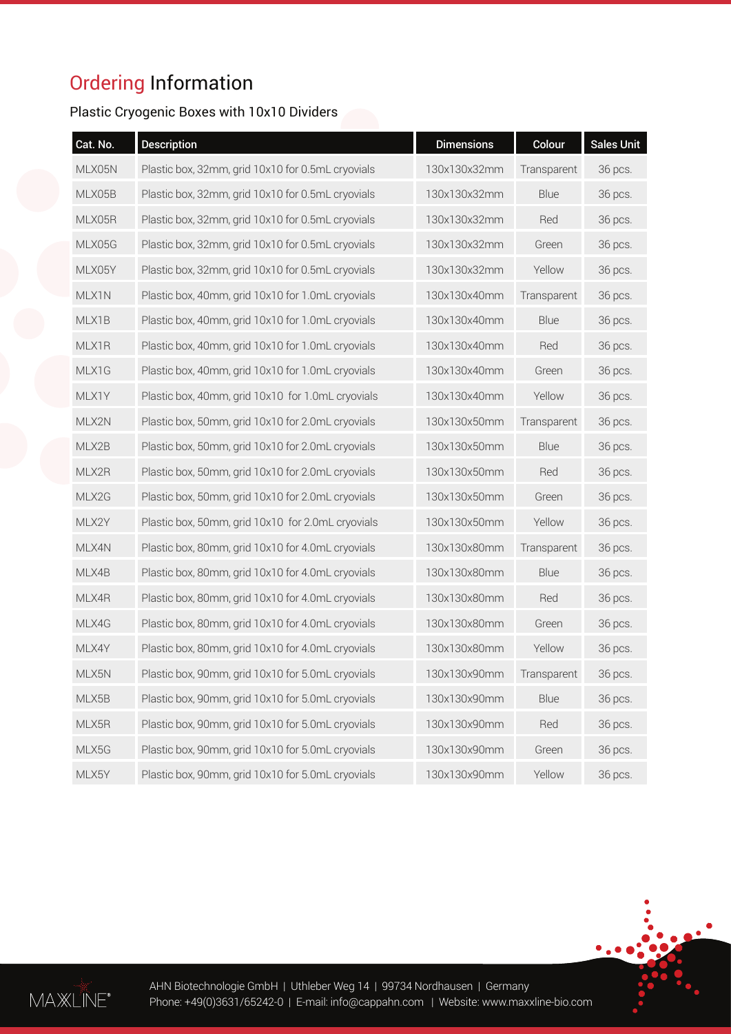# Ordering Information

## Plastic Cryogenic Boxes with 10x10 Dividers

| Cat. No. | Description | Dimensions | Colour | Sales Unit |
|---|---|---|---|---|
| MLX05N | Plastic box, 32mm, grid 10x10 for 0.5mL cryovials | 130x130x32mm | Transparent | 36 pcs. |
| MLX05B | Plastic box, 32mm, grid 10x10 for 0.5mL cryovials | 130x130x32mm | Blue | 36 pcs. |
| MLX05R | Plastic box, 32mm, grid 10x10 for 0.5mL cryovials | 130x130x32mm | Red | 36 pcs. |
| MLX05G | Plastic box, 32mm, grid 10x10 for 0.5mL cryovials | 130x130x32mm | Green | 36 pcs. |
| MLX05Y | Plastic box, 32mm, grid 10x10 for 0.5mL cryovials | 130x130x32mm | Yellow | 36 pcs. |
| MLX1N | Plastic box, 40mm, grid 10x10 for 1.0mL cryovials | 130x130x40mm | Transparent | 36 pcs. |
| MLX1B | Plastic box, 40mm, grid 10x10 for 1.0mL cryovials | 130x130x40mm | Blue | 36 pcs. |
| MLX1R | Plastic box, 40mm, grid 10x10 for 1.0mL cryovials | 130x130x40mm | Red | 36 pcs. |
| MLX1G | Plastic box, 40mm, grid 10x10 for 1.0mL cryovials | 130x130x40mm | Green | 36 pcs. |
| MLX1Y | Plastic box, 40mm, grid 10x10 for 1.0mL cryovials | 130x130x40mm | Yellow | 36 pcs. |
| MLX2N | Plastic box, 50mm, grid 10x10 for 2.0mL cryovials | 130x130x50mm | Transparent | 36 pcs. |
| MLX2B | Plastic box, 50mm, grid 10x10 for 2.0mL cryovials | 130x130x50mm | Blue | 36 pcs. |
| MLX2R | Plastic box, 50mm, grid 10x10 for 2.0mL cryovials | 130x130x50mm | Red | 36 pcs. |
| MLX2G | Plastic box, 50mm, grid 10x10 for 2.0mL cryovials | 130x130x50mm | Green | 36 pcs. |
| MLX2Y | Plastic box, 50mm, grid 10x10 for 2.0mL cryovials | 130x130x50mm | Yellow | 36 pcs. |
| MLX4N | Plastic box, 80mm, grid 10x10 for 4.0mL cryovials | 130x130x80mm | Transparent | 36 pcs. |
| MLX4B | Plastic box, 80mm, grid 10x10 for 4.0mL cryovials | 130x130x80mm | Blue | 36 pcs. |
| MLX4R | Plastic box, 80mm, grid 10x10 for 4.0mL cryovials | 130x130x80mm | Red | 36 pcs. |
| MLX4G | Plastic box, 80mm, grid 10x10 for 4.0mL cryovials | 130x130x80mm | Green | 36 pcs. |
| MLX4Y | Plastic box, 80mm, grid 10x10 for 4.0mL cryovials | 130x130x80mm | Yellow | 36 pcs. |
| MLX5N | Plastic box, 90mm, grid 10x10 for 5.0mL cryovials | 130x130x90mm | Transparent | 36 pcs. |
| MLX5B | Plastic box, 90mm, grid 10x10 for 5.0mL cryovials | 130x130x90mm | Blue | 36 pcs. |
| MLX5R | Plastic box, 90mm, grid 10x10 for 5.0mL cryovials | 130x130x90mm | Red | 36 pcs. |
| MLX5G | Plastic box, 90mm, grid 10x10 for 5.0mL cryovials | 130x130x90mm | Green | 36 pcs. |
| MLX5Y | Plastic box, 90mm, grid 10x10 for 5.0mL cryovials | 130x130x90mm | Yellow | 36 pcs. |

MAXXLINE®

AHN Biotechnologie GmbH | Uthleber Weg 14 | 99734 Nordhausen | Germany
Phone: +49(0)3631/65242-0 | E-mail: info@cappahn.com | Website: www.maxxline-bio.com